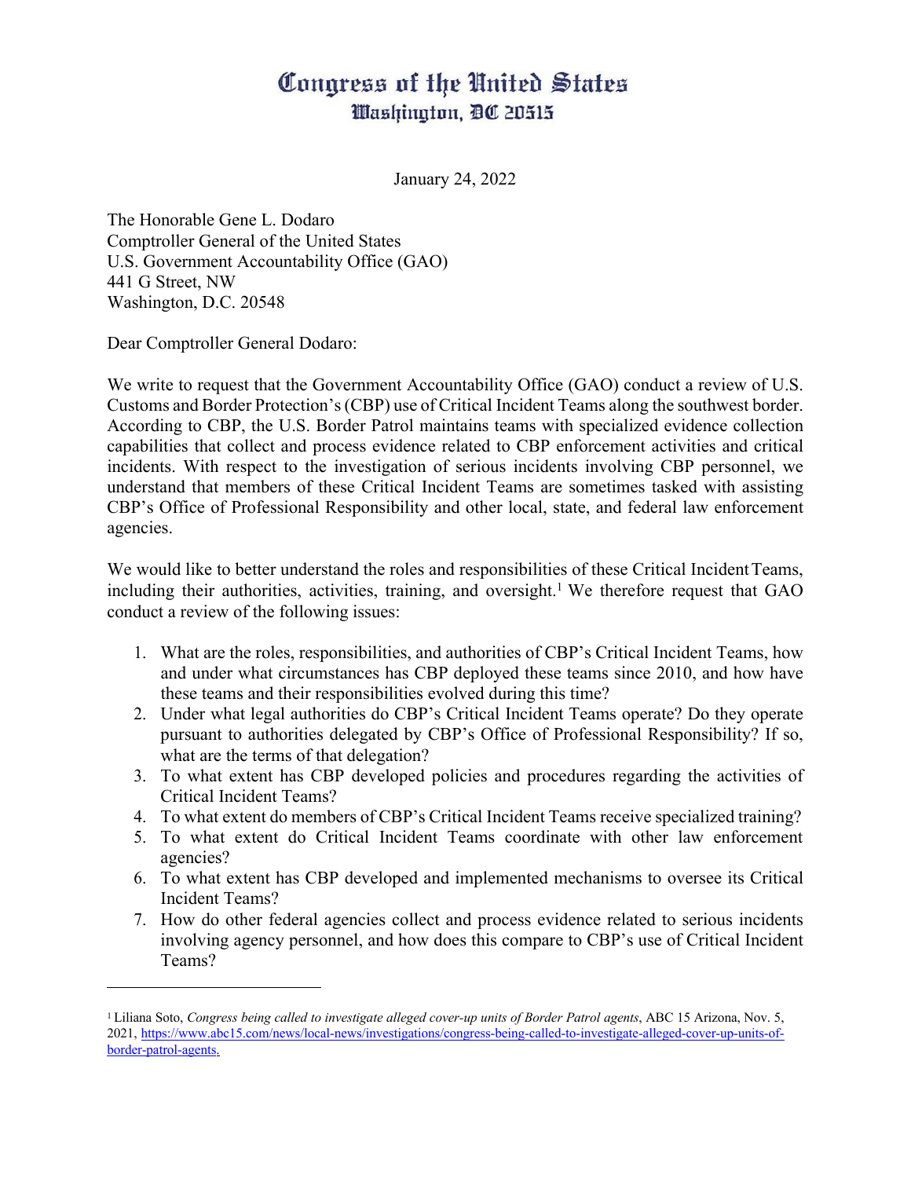# Congress of the United States
## Washington, DC 20515

January 24, 2022

The Honorable Gene L. Dodaro
Comptroller General of the United States
U.S. Government Accountability Office (GAO)
441 G Street, NW
Washington, D.C. 20548

Dear Comptroller General Dodaro:

We write to request that the Government Accountability Office (GAO) conduct a review of U.S. Customs and Border Protection's (CBP) use of Critical Incident Teams along the southwest border. According to CBP, the U.S. Border Patrol maintains teams with specialized evidence collection capabilities that collect and process evidence related to CBP enforcement activities and critical incidents. With respect to the investigation of serious incidents involving CBP personnel, we understand that members of these Critical Incident Teams are sometimes tasked with assisting CBP's Office of Professional Responsibility and other local, state, and federal law enforcement agencies.

We would like to better understand the roles and responsibilities of these Critical Incident Teams, including their authorities, activities, training, and oversight.[1] We therefore request that GAO conduct a review of the following issues:

1. What are the roles, responsibilities, and authorities of CBP's Critical Incident Teams, how and under what circumstances has CBP deployed these teams since 2010, and how have these teams and their responsibilities evolved during this time?
2. Under what legal authorities do CBP's Critical Incident Teams operate? Do they operate pursuant to authorities delegated by CBP's Office of Professional Responsibility? If so, what are the terms of that delegation?
3. To what extent has CBP developed policies and procedures regarding the activities of Critical Incident Teams?
4. To what extent do members of CBP's Critical Incident Teams receive specialized training?
5. To what extent do Critical Incident Teams coordinate with other law enforcement agencies?
6. To what extent has CBP developed and implemented mechanisms to oversee its Critical Incident Teams?
7. How do other federal agencies collect and process evidence related to serious incidents involving agency personnel, and how does this compare to CBP's use of Critical Incident Teams?

---

[1] Liliana Soto, *Congress being called to investigate alleged cover-up units of Border Patrol agents*, ABC 15 Arizona, Nov. 5, 2021, https://www.abc15.com/news/local-news/investigations/congress-being-called-to-investigate-alleged-cover-up-units-of-border-patrol-agents.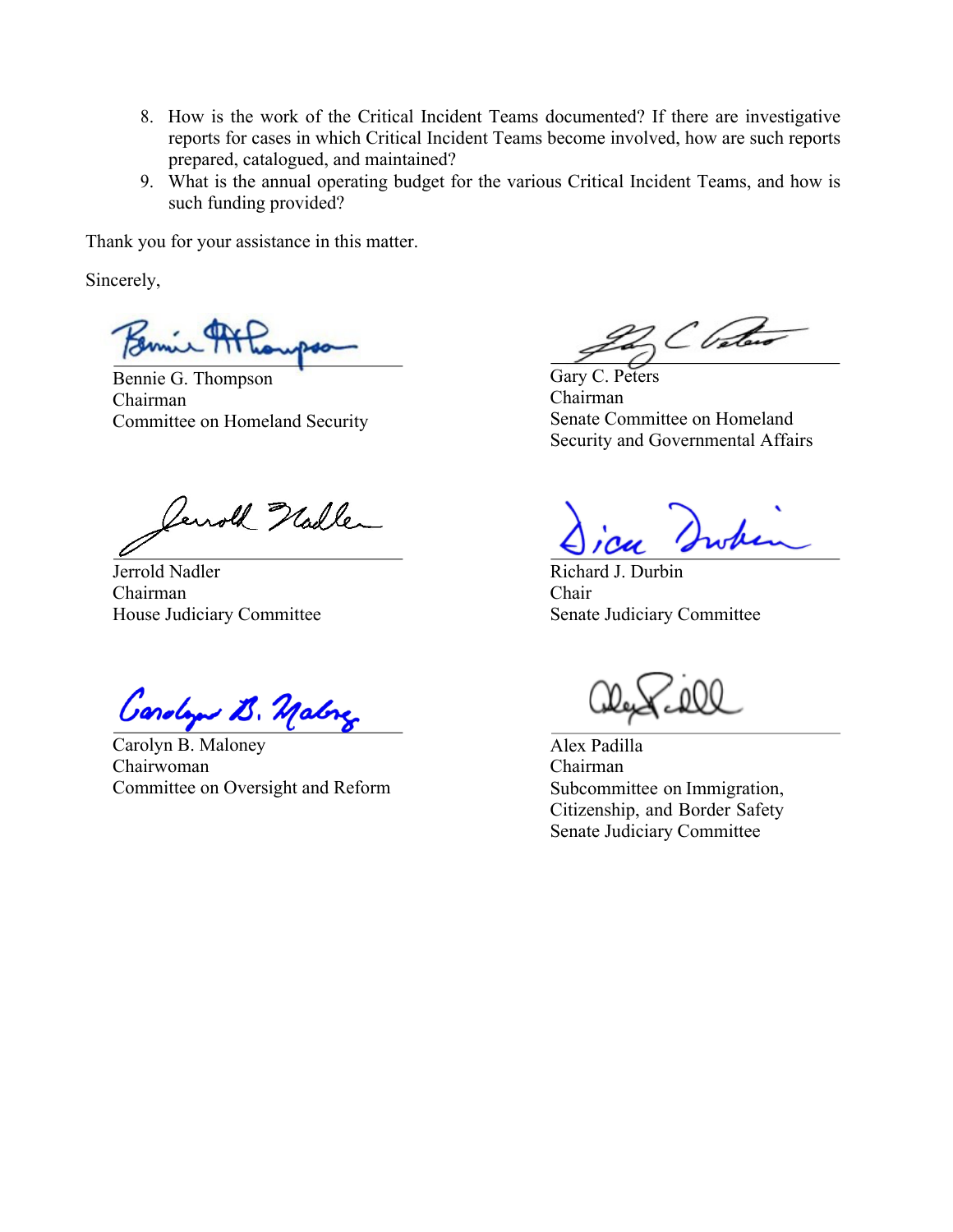8. How is the work of the Critical Incident Teams documented? If there are investigative reports for cases in which Critical Incident Teams become involved, how are such reports prepared, catalogued, and maintained?
9. What is the annual operating budget for the various Critical Incident Teams, and how is such funding provided?

Thank you for your assistance in this matter.

Sincerely,

Bennie G. Thompson
Chairman
Committee on Homeland Security

Gary C. Peters
Chairman
Senate Committee on Homeland Security and Governmental Affairs

Jerrold Nadler
Chairman
House Judiciary Committee

Richard J. Durbin
Chair
Senate Judiciary Committee

Carolyn B. Maloney
Chairwoman
Committee on Oversight and Reform

Alex Padilla
Chairman
Subcommittee on Immigration, Citizenship, and Border Safety
Senate Judiciary Committee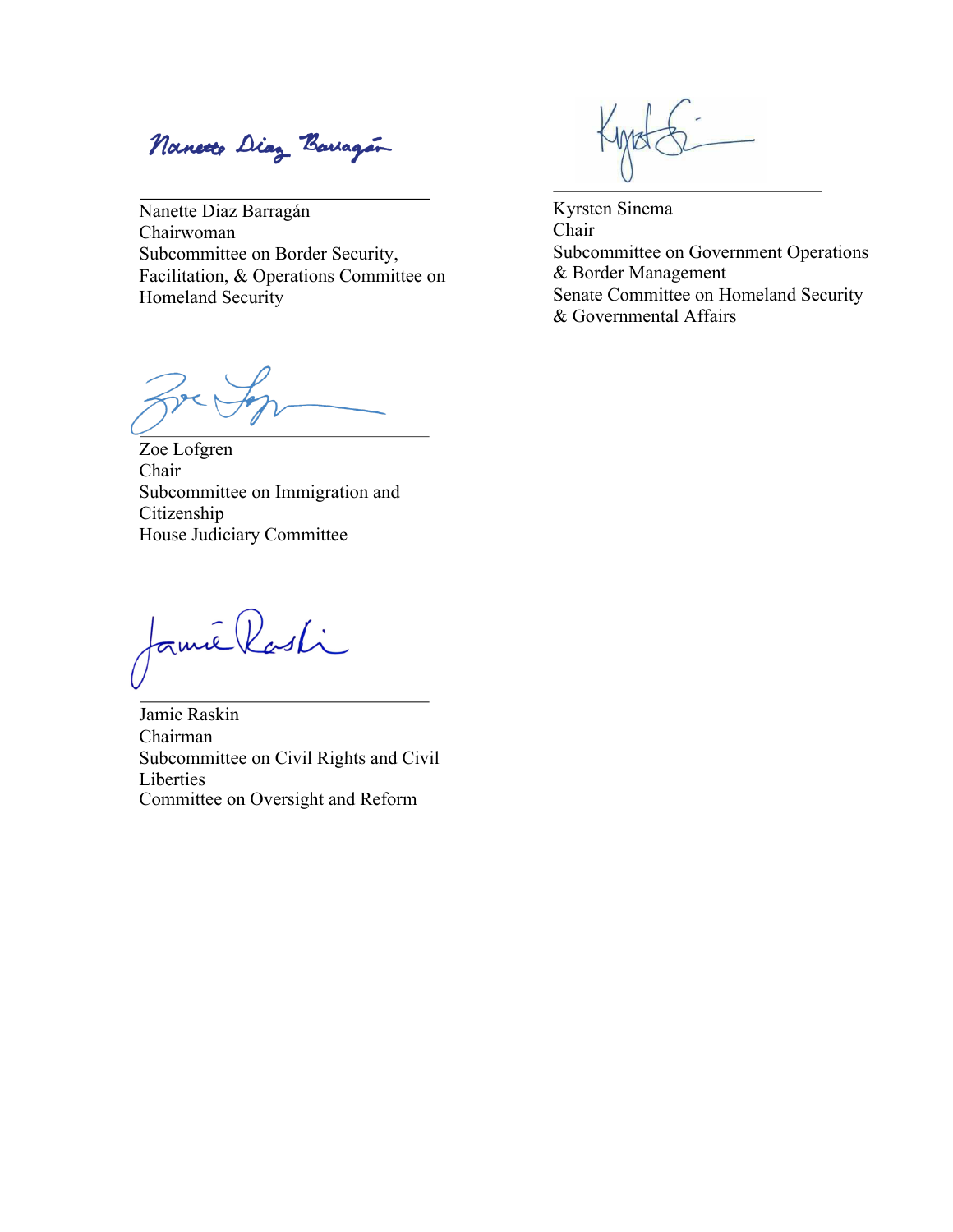Nanette Diaz Barragán
Chairwoman
Subcommittee on Border Security, Facilitation, & Operations Committee on Homeland Security

Kyrsten Sinema
Chair
Subcommittee on Government Operations & Border Management
Senate Committee on Homeland Security & Governmental Affairs

Zoe Lofgren
Chair
Subcommittee on Immigration and Citizenship
House Judiciary Committee

Jamie Raskin
Chairman
Subcommittee on Civil Rights and Civil Liberties
Committee on Oversight and Reform